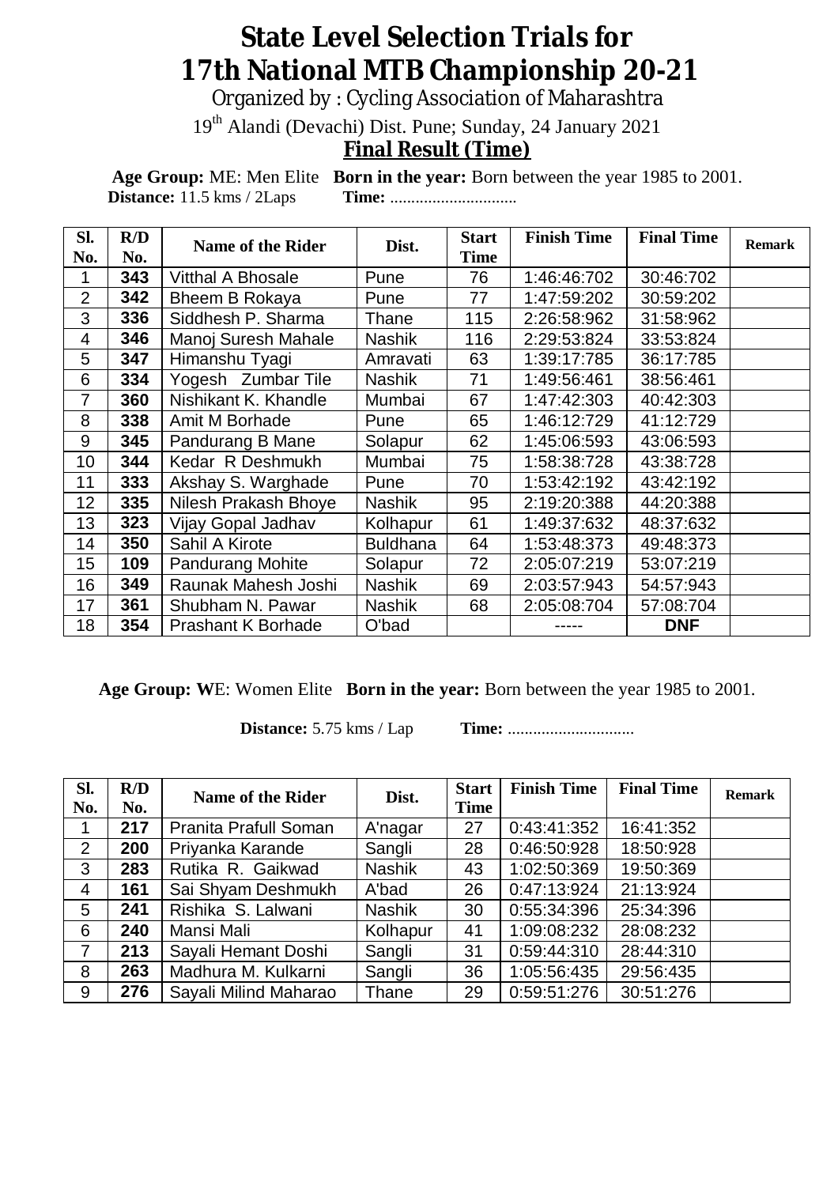# State Level Selection Trials for 17th National MTB Championship 20-21

Organized by : Cycling Association of Maharashtra

19th Alandi (Devachi) Dist. Pune; Sunday, 24 January 2021

## Final Result (Time)

**Age Group:** ME: Men Elite **Born in the year:** Born between the year 1985 to 2001.
**Distance:** 11.5 kms / 2Laps **Time:** .............................

| Sl. No. | R/D No. | Name of the Rider | Dist. | Start Time | Finish Time | Final Time | Remark |
|---|---|---|---|---|---|---|---|
| 1 | 343 | Vitthal A Bhosale | Pune | 76 | 1:46:46:702 | 30:46:702 | |
| 2 | 342 | Bheem B Rokaya | Pune | 77 | 1:47:59:202 | 30:59:202 | |
| 3 | 336 | Siddhesh P. Sharma | Thane | 115 | 2:26:58:962 | 31:58:962 | |
| 4 | 346 | Manoj Suresh Mahale | Nashik | 116 | 2:29:53:824 | 33:53:824 | |
| 5 | 347 | Himanshu Tyagi | Amravati | 63 | 1:39:17:785 | 36:17:785 | |
| 6 | 334 | Yogesh Zumbar Tile | Nashik | 71 | 1:49:56:461 | 38:56:461 | |
| 7 | 360 | Nishikant K. Khandle | Mumbai | 67 | 1:47:42:303 | 40:42:303 | |
| 8 | 338 | Amit M Borhade | Pune | 65 | 1:46:12:729 | 41:12:729 | |
| 9 | 345 | Pandurang B Mane | Solapur | 62 | 1:45:06:593 | 43:06:593 | |
| 10 | 344 | Kedar R Deshmukh | Mumbai | 75 | 1:58:38:728 | 43:38:728 | |
| 11 | 333 | Akshay S. Warghade | Pune | 70 | 1:53:42:192 | 43:42:192 | |
| 12 | 335 | Nilesh Prakash Bhoye | Nashik | 95 | 2:19:20:388 | 44:20:388 | |
| 13 | 323 | Vijay Gopal Jadhav | Kolhapur | 61 | 1:49:37:632 | 48:37:632 | |
| 14 | 350 | Sahil A Kirote | Buldhana | 64 | 1:53:48:373 | 49:48:373 | |
| 15 | 109 | Pandurang Mohite | Solapur | 72 | 2:05:07:219 | 53:07:219 | |
| 16 | 349 | Raunak Mahesh Joshi | Nashik | 69 | 2:03:57:943 | 54:57:943 | |
| 17 | 361 | Shubham N. Pawar | Nashik | 68 | 2:05:08:704 | 57:08:704 | |
| 18 | 354 | Prashant K Borhade | O'bad | | ----- | **DNF** | |

**Age Group: W**E: Women Elite **Born in the year:** Born between the year 1985 to 2001.

**Distance:** 5.75 kms / Lap **Time:** .............................

| Sl. No. | R/D No. | Name of the Rider | Dist. | Start Time | Finish Time | Final Time | Remark |
|---|---|---|---|---|---|---|---|
| 1 | 217 | Pranita Prafull Soman | A'nagar | 27 | 0:43:41:352 | 16:41:352 | |
| 2 | 200 | Priyanka Karande | Sangli | 28 | 0:46:50:928 | 18:50:928 | |
| 3 | 283 | Rutika R. Gaikwad | Nashik | 43 | 1:02:50:369 | 19:50:369 | |
| 4 | 161 | Sai Shyam Deshmukh | A'bad | 26 | 0:47:13:924 | 21:13:924 | |
| 5 | 241 | Rishika S. Lalwani | Nashik | 30 | 0:55:34:396 | 25:34:396 | |
| 6 | 240 | Mansi Mali | Kolhapur | 41 | 1:09:08:232 | 28:08:232 | |
| 7 | 213 | Sayali Hemant Doshi | Sangli | 31 | 0:59:44:310 | 28:44:310 | |
| 8 | 263 | Madhura M. Kulkarni | Sangli | 36 | 1:05:56:435 | 29:56:435 | |
| 9 | 276 | Sayali Milind Maharao | Thane | 29 | 0:59:51:276 | 30:51:276 | |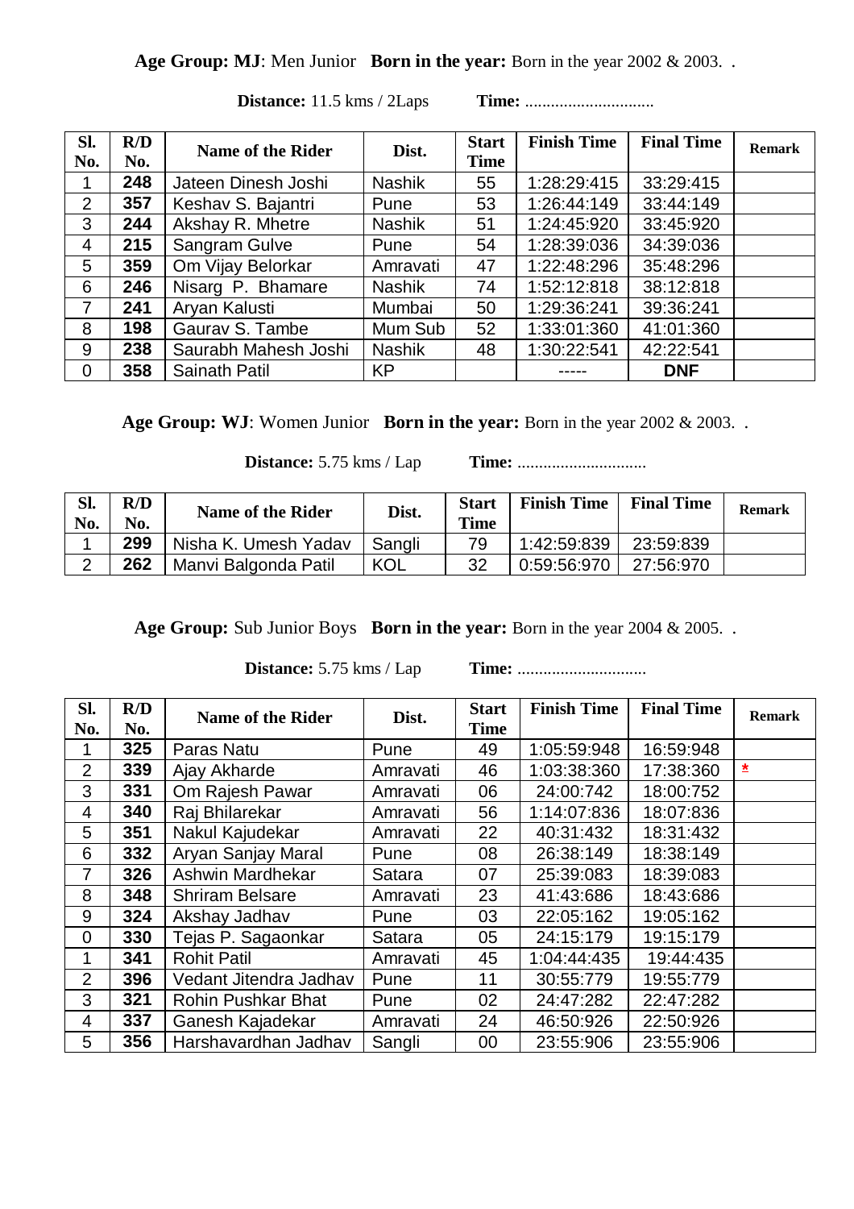**Age Group: MJ**: Men Junior **Born in the year:** Born in the year 2002 & 2003. .

**Distance:** 11.5 kms / 2Laps **Time:** .............................

| Sl. No. | R/D No. | Name of the Rider | Dist. | Start Time | Finish Time | Final Time | Remark |
|---|---|---|---|---|---|---|---|
| 1 | **248** | Jateen Dinesh Joshi | Nashik | 55 | 1:28:29:415 | 33:29:415 | |
| 2 | **357** | Keshav S. Bajantri | Pune | 53 | 1:26:44:149 | 33:44:149 | |
| 3 | **244** | Akshay R. Mhetre | Nashik | 51 | 1:24:45:920 | 33:45:920 | |
| 4 | **215** | Sangram Gulve | Pune | 54 | 1:28:39:036 | 34:39:036 | |
| 5 | **359** | Om Vijay Belorkar | Amravati | 47 | 1:22:48:296 | 35:48:296 | |
| 6 | **246** | Nisarg P. Bhamare | Nashik | 74 | 1:52:12:818 | 38:12:818 | |
| 7 | **241** | Aryan Kalusti | Mumbai | 50 | 1:29:36:241 | 39:36:241 | |
| 8 | **198** | Gaurav S. Tambe | Mum Sub | 52 | 1:33:01:360 | 41:01:360 | |
| 9 | **238** | Saurabh Mahesh Joshi | Nashik | 48 | 1:30:22:541 | 42:22:541 | |
| 0 | **358** | Sainath Patil | KP | | ----- | **DNF** | |

**Age Group: WJ**: Women Junior **Born in the year:** Born in the year 2002 & 2003. .

**Distance:** 5.75 kms / Lap **Time:** .............................

| Sl. No. | R/D No. | Name of the Rider | Dist. | Start Time | Finish Time | Final Time | Remark |
|---|---|---|---|---|---|---|---|
| 1 | **299** | Nisha K. Umesh Yadav | Sangli | 79 | 1:42:59:839 | 23:59:839 | |
| 2 | **262** | Manvi Balgonda Patil | KOL | 32 | 0:59:56:970 | 27:56:970 | |

**Age Group:** Sub Junior Boys **Born in the year:** Born in the year 2004 & 2005. .

**Distance:** 5.75 kms / Lap **Time:** .............................

| Sl. No. | R/D No. | Name of the Rider | Dist. | Start Time | Finish Time | Final Time | Remark |
|---|---|---|---|---|---|---|---|
| 1 | **325** | Paras Natu | Pune | 49 | 1:05:59:948 | 16:59:948 | |
| 2 | **339** | Ajay Akharde | Amravati | 46 | 1:03:38:360 | 17:38:360 | * |
| 3 | **331** | Om Rajesh Pawar | Amravati | 06 | 24:00:742 | 18:00:752 | |
| 4 | **340** | Raj Bhilarekar | Amravati | 56 | 1:14:07:836 | 18:07:836 | |
| 5 | **351** | Nakul Kajudekar | Amravati | 22 | 40:31:432 | 18:31:432 | |
| 6 | **332** | Aryan Sanjay Maral | Pune | 08 | 26:38:149 | 18:38:149 | |
| 7 | **326** | Ashwin Mardhekar | Satara | 07 | 25:39:083 | 18:39:083 | |
| 8 | **348** | Shriram Belsare | Amravati | 23 | 41:43:686 | 18:43:686 | |
| 9 | **324** | Akshay Jadhav | Pune | 03 | 22:05:162 | 19:05:162 | |
| 0 | **330** | Tejas P. Sagaonkar | Satara | 05 | 24:15:179 | 19:15:179 | |
| 1 | **341** | Rohit Patil | Amravati | 45 | 1:04:44:435 | 19:44:435 | |
| 2 | **396** | Vedant Jitendra Jadhav | Pune | 11 | 30:55:779 | 19:55:779 | |
| 3 | **321** | Rohin Pushkar Bhat | Pune | 02 | 24:47:282 | 22:47:282 | |
| 4 | **337** | Ganesh Kajadekar | Amravati | 24 | 46:50:926 | 22:50:926 | |
| 5 | **356** | Harshavardhan Jadhav | Sangli | 00 | 23:55:906 | 23:55:906 | |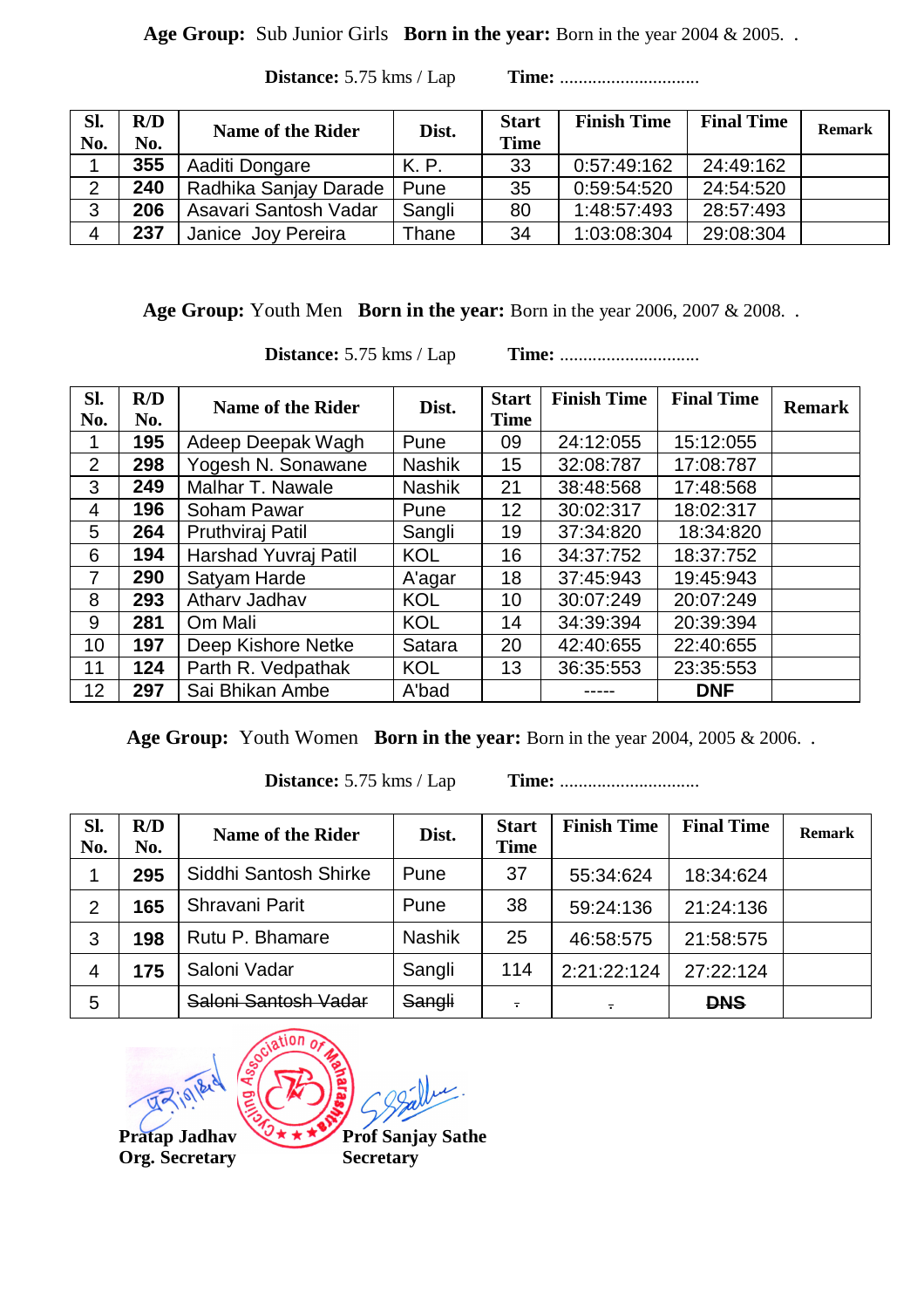**Age Group:** Sub Junior Girls **Born in the year:** Born in the year 2004 & 2005. .

**Distance:** 5.75 kms / Lap **Time:** ..............................

| Sl. No. | R/D No. | Name of the Rider | Dist. | Start Time | Finish Time | Final Time | Remark |
|---|---|---|---|---|---|---|---|
| 1 | **355** | Aaditi Dongare | K. P. | 33 | 0:57:49:162 | 24:49:162 | |
| 2 | **240** | Radhika Sanjay Darade | Pune | 35 | 0:59:54:520 | 24:54:520 | |
| 3 | **206** | Asavari Santosh Vadar | Sangli | 80 | 1:48:57:493 | 28:57:493 | |
| 4 | **237** | Janice Joy Pereira | Thane | 34 | 1:03:08:304 | 29:08:304 | |

**Age Group:** Youth Men **Born in the year:** Born in the year 2006, 2007 & 2008. .

**Distance:** 5.75 kms / Lap **Time:** ..............................

| Sl. No. | R/D No. | Name of the Rider | Dist. | Start Time | Finish Time | Final Time | Remark |
|---|---|---|---|---|---|---|---|
| 1 | **195** | Adeep Deepak Wagh | Pune | 09 | 24:12:055 | 15:12:055 | |
| 2 | **298** | Yogesh N. Sonawane | Nashik | 15 | 32:08:787 | 17:08:787 | |
| 3 | **249** | Malhar T. Nawale | Nashik | 21 | 38:48:568 | 17:48:568 | |
| 4 | **196** | Soham Pawar | Pune | 12 | 30:02:317 | 18:02:317 | |
| 5 | **264** | Pruthviraj Patil | Sangli | 19 | 37:34:820 | 18:34:820 | |
| 6 | **194** | Harshad Yuvraj Patil | KOL | 16 | 34:37:752 | 18:37:752 | |
| 7 | **290** | Satyam Harde | A'agar | 18 | 37:45:943 | 19:45:943 | |
| 8 | **293** | Atharv Jadhav | KOL | 10 | 30:07:249 | 20:07:249 | |
| 9 | **281** | Om Mali | KOL | 14 | 34:39:394 | 20:39:394 | |
| 10 | **197** | Deep Kishore Netke | Satara | 20 | 42:40:655 | 22:40:655 | |
| 11 | **124** | Parth R. Vedpathak | KOL | 13 | 36:35:553 | 23:35:553 | |
| 12 | **297** | Sai Bhikan Ambe | A'bad | | ----- | **DNF** | |

**Age Group:** Youth Women **Born in the year:** Born in the year 2004, 2005 & 2006. .

**Distance:** 5.75 kms / Lap **Time:** ..............................

| Sl. No. | R/D No. | Name of the Rider | Dist. | Start Time | Finish Time | Final Time | Remark |
|---|---|---|---|---|---|---|---|
| 1 | **295** | Siddhi Santosh Shirke | Pune | 37 | 55:34:624 | 18:34:624 | |
| 2 | **165** | Shravani Parit | Pune | 38 | 59:24:136 | 21:24:136 | |
| 3 | **198** | Rutu P. Bhamare | Nashik | 25 | 46:58:575 | 21:58:575 | |
| 4 | **175** | Saloni Vadar | Sangli | 114 | 2:21:22:124 | 27:22:124 | |
| 5 | | ~~Saloni Santosh Vadar~~ | ~~Sangli~~ | - | - | ~~**DNS**~~ | |

**Pratap Jadhav**
**Org. Secretary**

**Prof Sanjay Sathe**
**Secretary**